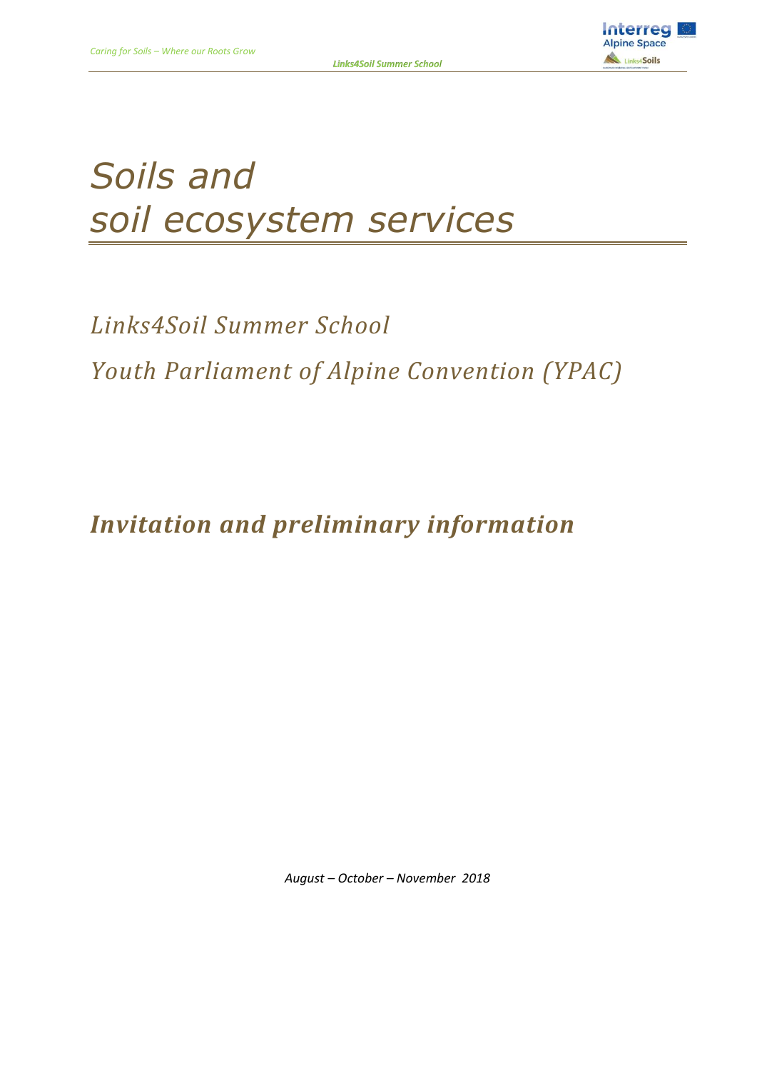# *Soils and soil ecosystem services*

## *Links4Soil Summer School*

## *Youth Parliament of Alpine Convention (YPAC)*

## ***Invitation and preliminary information***

*August – October – November 2018*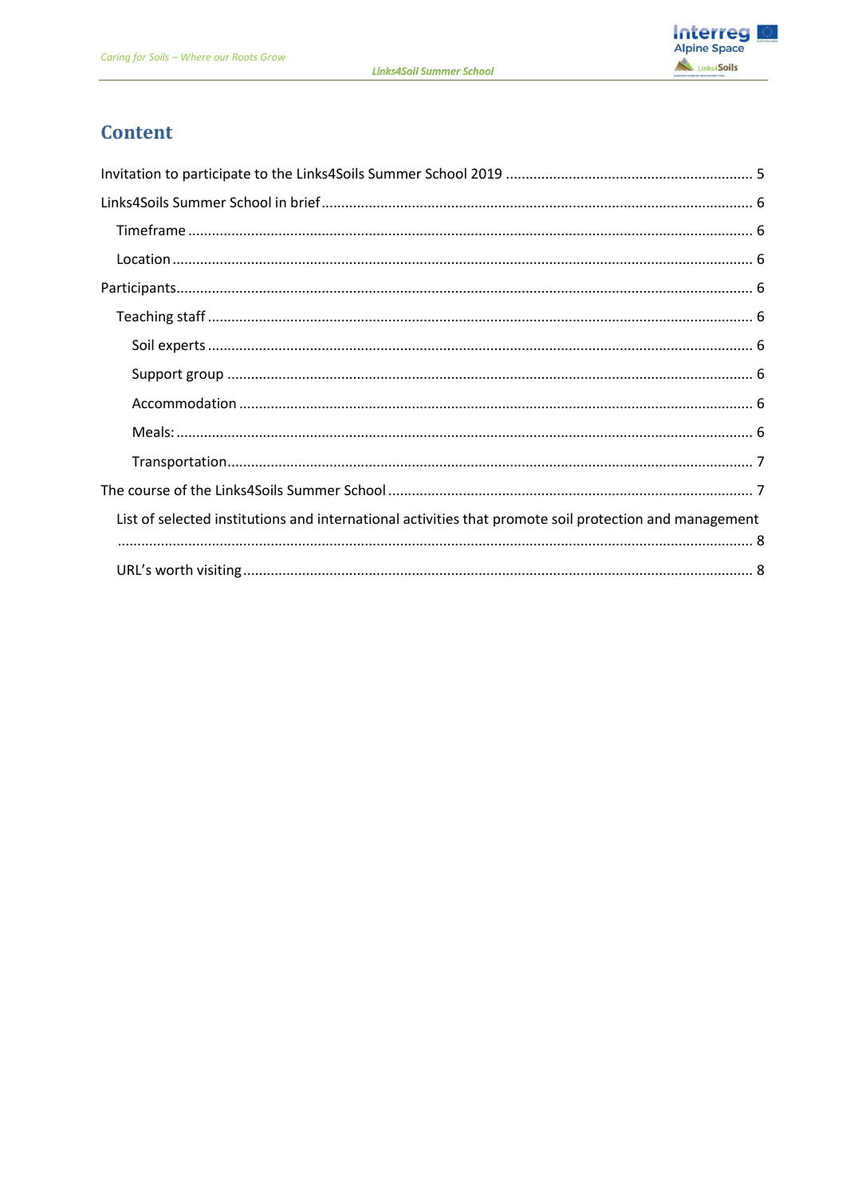# Content

Invitation to participate to the Links4Soils Summer School 2019 ............................................................. 5

Links4Soils Summer School in brief ........................................................................................................... 6

- Timeframe ........................................................................................................................................... 6
- Location ............................................................................................................................................... 6

Participants ................................................................................................................................................ 6

- Teaching staff ...................................................................................................................................... 6
  - Soil experts ..................................................................................................................................... 6
  - Support group ................................................................................................................................. 6
  - Accommodation .............................................................................................................................. 6
  - Meals: .............................................................................................................................................. 6
  - Transportation ................................................................................................................................. 7

The course of the Links4Soils Summer School ........................................................................................... 7

- List of selected institutions and international activities that promote soil protection and management ....................................................................................................................................................... 8
- URL's worth visiting .............................................................................................................................. 8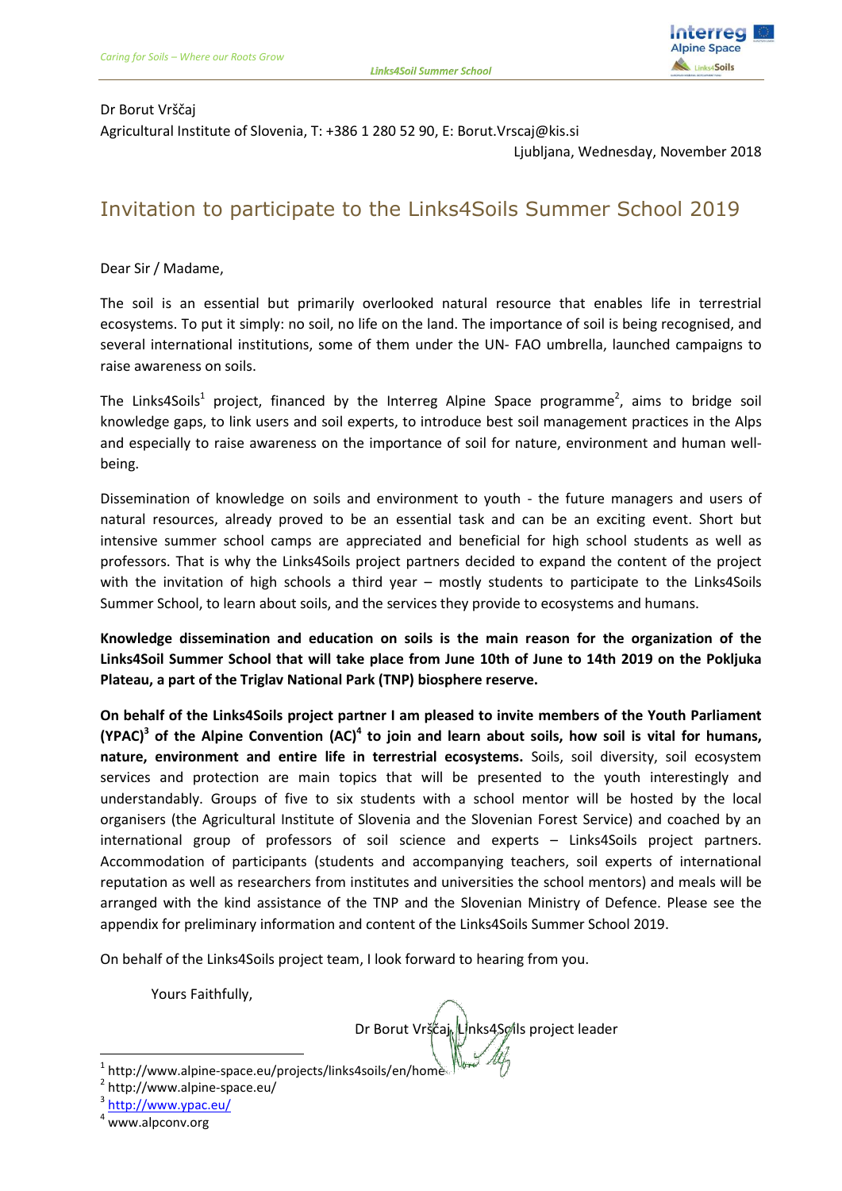Dr Borut Vrščaj
Agricultural Institute of Slovenia, T: +386 1 280 52 90, E: Borut.Vrscaj@kis.si

Ljubljana, Wednesday, November 2018

# Invitation to participate to the Links4Soils Summer School 2019

Dear Sir / Madame,

The soil is an essential but primarily overlooked natural resource that enables life in terrestrial ecosystems. To put it simply: no soil, no life on the land. The importance of soil is being recognised, and several international institutions, some of them under the UN- FAO umbrella, launched campaigns to raise awareness on soils.

The Links4Soils[1] project, financed by the Interreg Alpine Space programme[2], aims to bridge soil knowledge gaps, to link users and soil experts, to introduce best soil management practices in the Alps and especially to raise awareness on the importance of soil for nature, environment and human well-being.

Dissemination of knowledge on soils and environment to youth - the future managers and users of natural resources, already proved to be an essential task and can be an exciting event. Short but intensive summer school camps are appreciated and beneficial for high school students as well as professors. That is why the Links4Soils project partners decided to expand the content of the project with the invitation of high schools a third year – mostly students to participate to the Links4Soils Summer School, to learn about soils, and the services they provide to ecosystems and humans.

**Knowledge dissemination and education on soils is the main reason for the organization of the Links4Soil Summer School that will take place from June 10th of June to 14th 2019 on the Pokljuka Plateau, a part of the Triglav National Park (TNP) biosphere reserve.**

**On behalf of the Links4Soils project partner I am pleased to invite members of the Youth Parliament (YPAC)[3] of the Alpine Convention (AC)[4] to join and learn about soils, how soil is vital for humans, nature, environment and entire life in terrestrial ecosystems.** Soils, soil diversity, soil ecosystem services and protection are main topics that will be presented to the youth interestingly and understandably. Groups of five to six students with a school mentor will be hosted by the local organisers (the Agricultural Institute of Slovenia and the Slovenian Forest Service) and coached by an international group of professors of soil science and experts – Links4Soils project partners. Accommodation of participants (students and accompanying teachers, soil experts of international reputation as well as researchers from institutes and universities the school mentors) and meals will be arranged with the kind assistance of the TNP and the Slovenian Ministry of Defence. Please see the appendix for preliminary information and content of the Links4Soils Summer School 2019.

On behalf of the Links4Soils project team, I look forward to hearing from you.

Yours Faithfully,

Dr Borut Vrščaj, Links4Soils project leader

---

[1] http://www.alpine-space.eu/projects/links4soils/en/home
[2] http://www.alpine-space.eu/
[3] http://www.ypac.eu/
[4] www.alpconv.org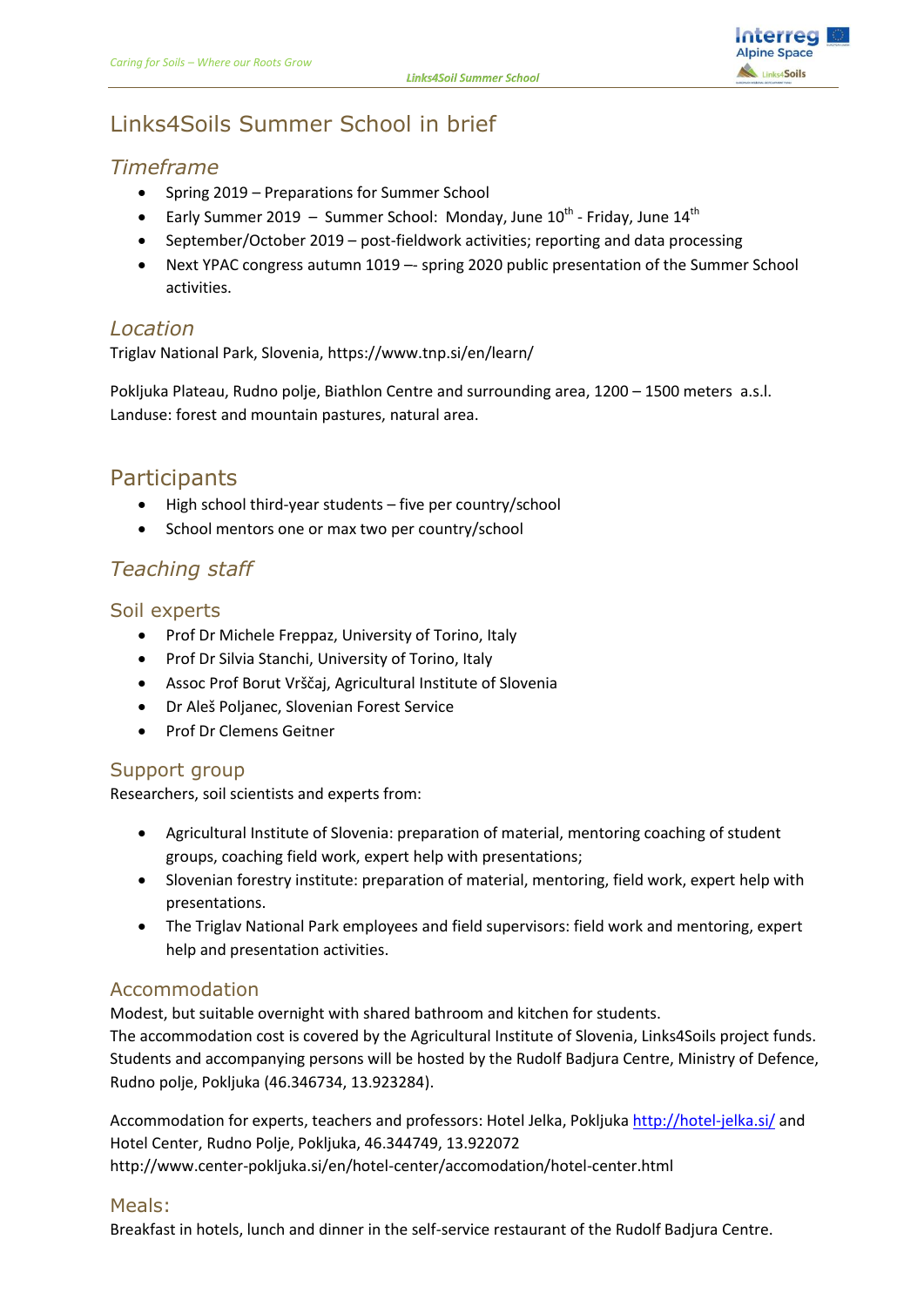# Links4Soils Summer School in brief

## *Timeframe*

- Spring 2019 – Preparations for Summer School
- Early Summer 2019 – Summer School: Monday, June 10th - Friday, June 14th
- September/October 2019 – post-fieldwork activities; reporting and data processing
- Next YPAC congress autumn 1019 –- spring 2020 public presentation of the Summer School activities.

## *Location*

Triglav National Park, Slovenia, https://www.tnp.si/en/learn/

Pokljuka Plateau, Rudno polje, Biathlon Centre and surrounding area, 1200 – 1500 meters a.s.l. Landuse: forest and mountain pastures, natural area.

## Participants

- High school third-year students – five per country/school
- School mentors one or max two per country/school

## *Teaching staff*

### Soil experts

- Prof Dr Michele Freppaz, University of Torino, Italy
- Prof Dr Silvia Stanchi, University of Torino, Italy
- Assoc Prof Borut Vrščaj, Agricultural Institute of Slovenia
- Dr Aleš Poljanec, Slovenian Forest Service
- Prof Dr Clemens Geitner

### Support group

Researchers, soil scientists and experts from:

- Agricultural Institute of Slovenia: preparation of material, mentoring coaching of student groups, coaching field work, expert help with presentations;
- Slovenian forestry institute: preparation of material, mentoring, field work, expert help with presentations.
- The Triglav National Park employees and field supervisors: field work and mentoring, expert help and presentation activities.

### Accommodation

Modest, but suitable overnight with shared bathroom and kitchen for students.
The accommodation cost is covered by the Agricultural Institute of Slovenia, Links4Soils project funds. Students and accompanying persons will be hosted by the Rudolf Badjura Centre, Ministry of Defence, Rudno polje, Pokljuka (46.346734, 13.923284).

Accommodation for experts, teachers and professors: Hotel Jelka, Pokljuka http://hotel-jelka.si/ and Hotel Center, Rudno Polje, Pokljuka, 46.344749, 13.922072
http://www.center-pokljuka.si/en/hotel-center/accomodation/hotel-center.html

### Meals:

Breakfast in hotels, lunch and dinner in the self-service restaurant of the Rudolf Badjura Centre.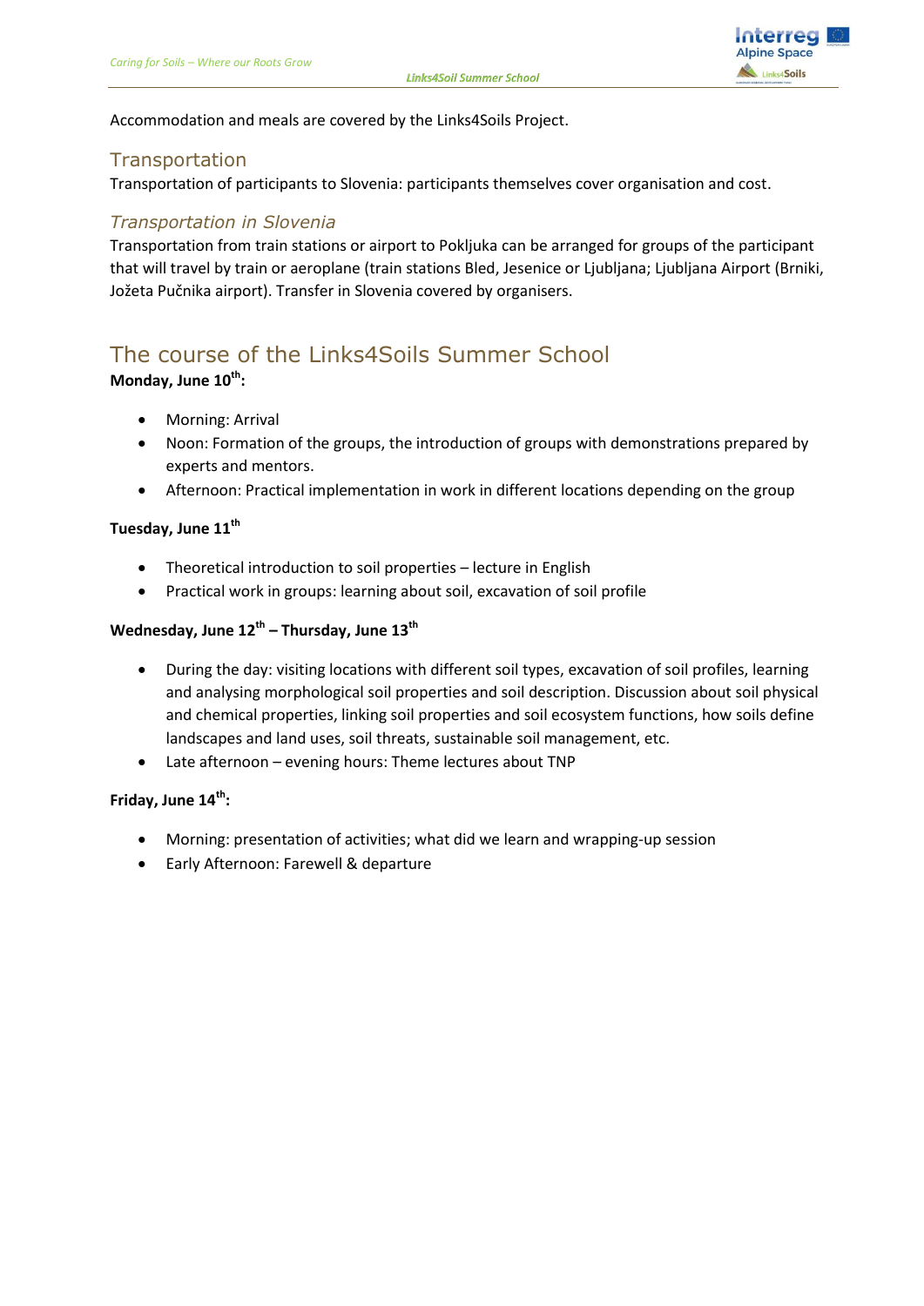Accommodation and meals are covered by the Links4Soils Project.

## Transportation

Transportation of participants to Slovenia: participants themselves cover organisation and cost.

### *Transportation in Slovenia*

Transportation from train stations or airport to Pokljuka can be arranged for groups of the participant that will travel by train or aeroplane (train stations Bled, Jesenice or Ljubljana; Ljubljana Airport (Brniki, Jožeta Pučnika airport). Transfer in Slovenia covered by organisers.

# The course of the Links4Soils Summer School

**Monday, June 10th:**

- Morning: Arrival
- Noon: Formation of the groups, the introduction of groups with demonstrations prepared by experts and mentors.
- Afternoon: Practical implementation in work in different locations depending on the group

**Tuesday, June 11th**

- Theoretical introduction to soil properties – lecture in English
- Practical work in groups: learning about soil, excavation of soil profile

**Wednesday, June 12th – Thursday, June 13th**

- During the day: visiting locations with different soil types, excavation of soil profiles, learning and analysing morphological soil properties and soil description. Discussion about soil physical and chemical properties, linking soil properties and soil ecosystem functions, how soils define landscapes and land uses, soil threats, sustainable soil management, etc.
- Late afternoon – evening hours: Theme lectures about TNP

**Friday, June 14th:**

- Morning: presentation of activities; what did we learn and wrapping-up session
- Early Afternoon: Farewell & departure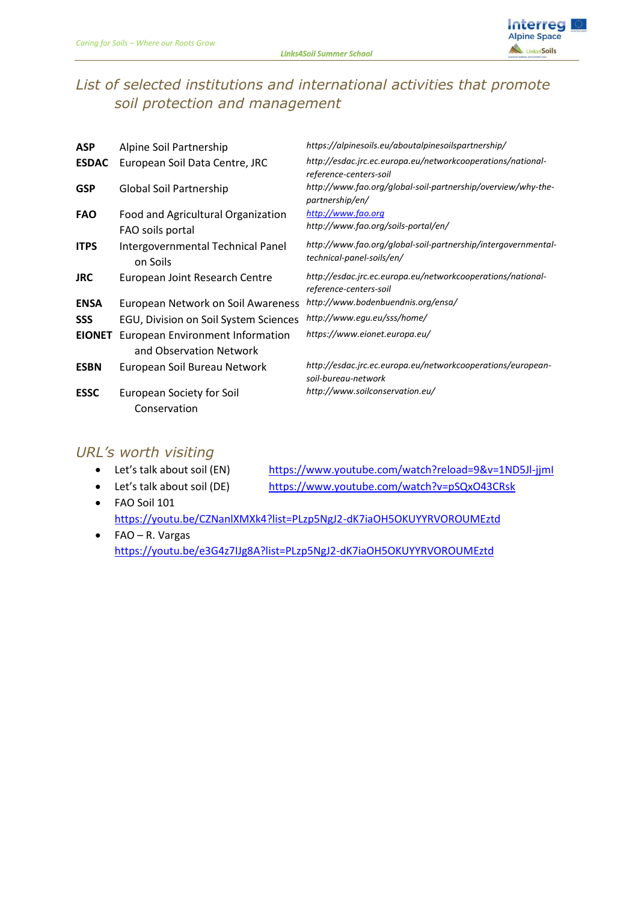## List of selected institutions and international activities that promote soil protection and management

| | | |
|---|---|---|
| **ASP** | Alpine Soil Partnership | *https://alpinesoils.eu/aboutalpinesoilspartnership/* |
| **ESDAC** | European Soil Data Centre, JRC | *http://esdac.jrc.ec.europa.eu/networkcooperations/national-reference-centers-soil* |
| **GSP** | Global Soil Partnership | *http://www.fao.org/global-soil-partnership/overview/why-the-partnership/en/* |
| **FAO** | Food and Agricultural Organization<br>FAO soils portal | *http://www.fao.org*<br>*http://www.fao.org/soils-portal/en/* |
| **ITPS** | Intergovernmental Technical Panel on Soils | *http://www.fao.org/global-soil-partnership/intergovernmental-technical-panel-soils/en/* |
| **JRC** | European Joint Research Centre | *http://esdac.jrc.ec.europa.eu/networkcooperations/national-reference-centers-soil* |
| **ENSA** | European Network on Soil Awareness | *http://www.bodenbuendnis.org/ensa/* |
| **SSS** | EGU, Division on Soil System Sciences | *http://www.egu.eu/sss/home/* |
| **EIONET** | European Environment Information and Observation Network | *https://www.eionet.europa.eu/* |
| **ESBN** | European Soil Bureau Network | *http://esdac.jrc.ec.europa.eu/networkcooperations/european-soil-bureau-network* |
| **ESSC** | European Society for Soil Conservation | *http://www.soilconservation.eu/* |

## URL's worth visiting

- Let's talk about soil (EN) https://www.youtube.com/watch?reload=9&v=1ND5Jl-jjmI
- Let's talk about soil (DE) https://www.youtube.com/watch?v=pSQxO43CRsk
- FAO Soil 101
  https://youtu.be/CZNanlXMXk4?list=PLzp5NgJ2-dK7iaOH5OKUYYRVOROUMEztd
- FAO – R. Vargas
  https://youtu.be/e3G4z7IJg8A?list=PLzp5NgJ2-dK7iaOH5OKUYYRVOROUMEztd